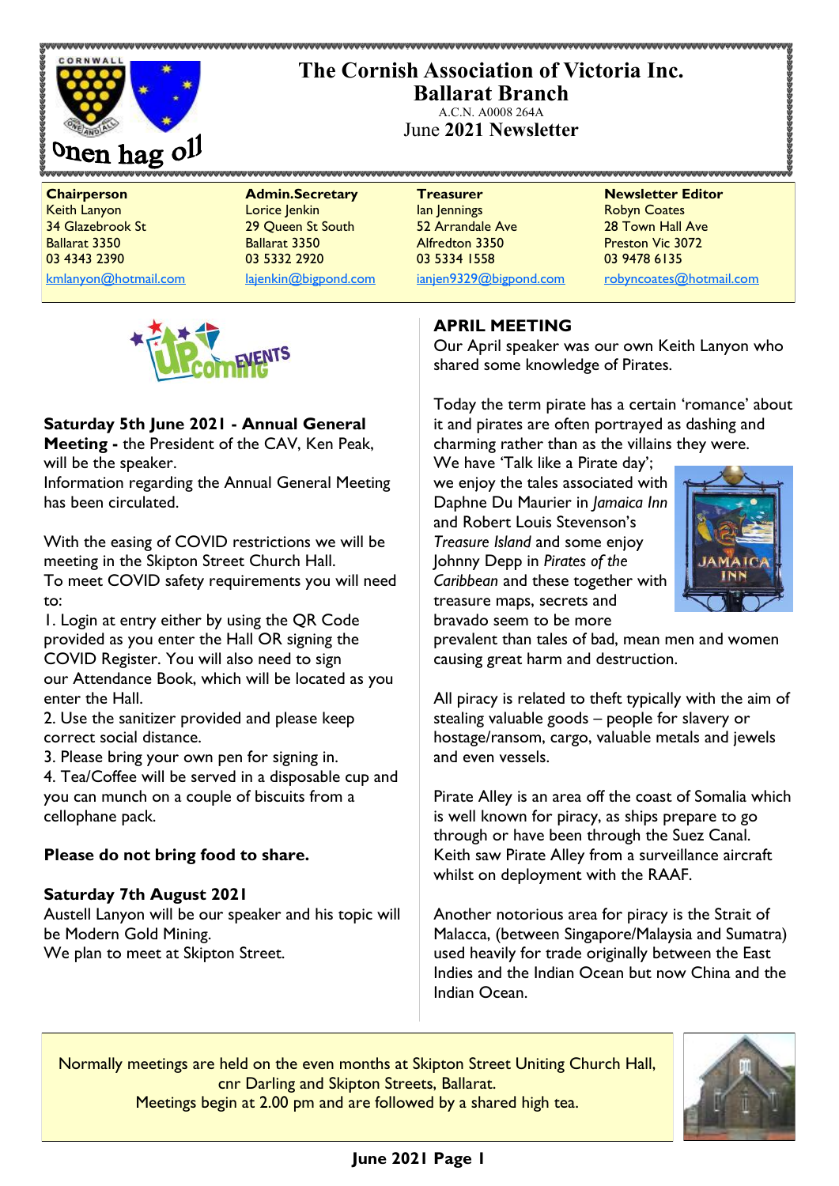# The Cornish Association of Victoria Inc.
## Ballarat Branch

A.C.N. A0008 264A

June **2021 Newsletter**

Onen hag oll

| **Chairperson** | **Admin.Secretary** | **Treasurer** | **Newsletter Editor** |
|---|---|---|---|
| Keith Lanyon | Lorice Jenkin | Ian Jennings | Robyn Coates |
| 34 Glazebrook St | 29 Queen St South | 52 Arrandale Ave | 28 Town Hall Ave |
| Ballarat 3350 | Ballarat 3350 | Alfredton 3350 | Preston Vic 3072 |
| 03 4343 2390 | 03 5332 2920 | 03 5334 1558 | 03 9478 6135 |
| kmlanyon@hotmail.com | lajenkin@bigpond.com | ianjen9329@bigpond.com | robyncoates@hotmail.com |

UPcoming EVENTS

**Saturday 5th June 2021 - Annual General Meeting -** the President of the CAV, Ken Peak, will be the speaker.
Information regarding the Annual General Meeting has been circulated.

With the easing of COVID restrictions we will be meeting in the Skipton Street Church Hall.
To meet COVID safety requirements you will need to:

1. Login at entry either by using the QR Code provided as you enter the Hall OR signing the COVID Register. You will also need to sign our Attendance Book, which will be located as you enter the Hall.
2. Use the sanitizer provided and please keep correct social distance.
3. Please bring your own pen for signing in.
4. Tea/Coffee will be served in a disposable cup and you can munch on a couple of biscuits from a cellophane pack.

**Please do not bring food to share.**

**Saturday 7th August 2021**
Austell Lanyon will be our speaker and his topic will be Modern Gold Mining.
We plan to meet at Skipton Street.

## APRIL MEETING

Our April speaker was our own Keith Lanyon who shared some knowledge of Pirates.

Today the term pirate has a certain 'romance' about it and pirates are often portrayed as dashing and charming rather than as the villains they were.
We have 'Talk like a Pirate day'; we enjoy the tales associated with Daphne Du Maurier in *Jamaica Inn* and Robert Louis Stevenson's *Treasure Island* and some enjoy Johnny Depp in *Pirates of the Caribbean* and these together with treasure maps, secrets and bravado seem to be more prevalent than tales of bad, mean men and women causing great harm and destruction.

All piracy is related to theft typically with the aim of stealing valuable goods – people for slavery or hostage/ransom, cargo, valuable metals and jewels and even vessels.

Pirate Alley is an area off the coast of Somalia which is well known for piracy, as ships prepare to go through or have been through the Suez Canal. Keith saw Pirate Alley from a surveillance aircraft whilst on deployment with the RAAF.

Another notorious area for piracy is the Strait of Malacca, (between Singapore/Malaysia and Sumatra) used heavily for trade originally between the East Indies and the Indian Ocean but now China and the Indian Ocean.

Normally meetings are held on the even months at Skipton Street Uniting Church Hall, cnr Darling and Skipton Streets, Ballarat.
Meetings begin at 2.00 pm and are followed by a shared high tea.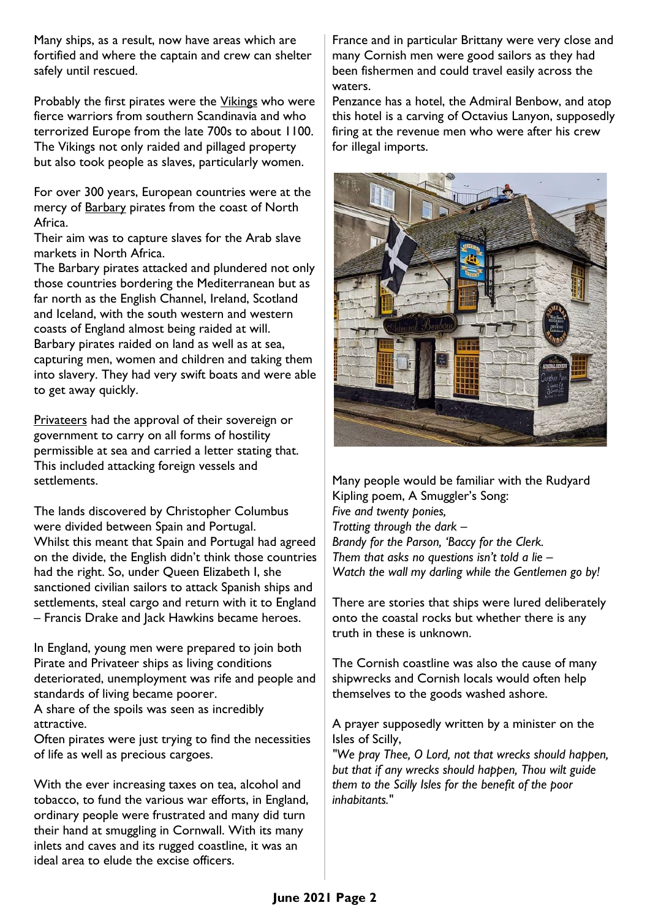Many ships, as a result, now have areas which are fortified and where the captain and crew can shelter safely until rescued.

Probably the first pirates were the Vikings who were fierce warriors from southern Scandinavia and who terrorized Europe from the late 700s to about 1100. The Vikings not only raided and pillaged property but also took people as slaves, particularly women.

For over 300 years, European countries were at the mercy of Barbary pirates from the coast of North Africa.
Their aim was to capture slaves for the Arab slave markets in North Africa.
The Barbary pirates attacked and plundered not only those countries bordering the Mediterranean but as far north as the English Channel, Ireland, Scotland and Iceland, with the south western and western coasts of England almost being raided at will.
Barbary pirates raided on land as well as at sea, capturing men, women and children and taking them into slavery. They had very swift boats and were able to get away quickly.

Privateers had the approval of their sovereign or government to carry on all forms of hostility permissible at sea and carried a letter stating that. This included attacking foreign vessels and settlements.

The lands discovered by Christopher Columbus were divided between Spain and Portugal.
Whilst this meant that Spain and Portugal had agreed on the divide, the English didn't think those countries had the right. So, under Queen Elizabeth I, she sanctioned civilian sailors to attack Spanish ships and settlements, steal cargo and return with it to England – Francis Drake and Jack Hawkins became heroes.

In England, young men were prepared to join both Pirate and Privateer ships as living conditions deteriorated, unemployment was rife and people and standards of living became poorer.
A share of the spoils was seen as incredibly attractive.
Often pirates were just trying to find the necessities of life as well as precious cargoes.

With the ever increasing taxes on tea, alcohol and tobacco, to fund the various war efforts, in England, ordinary people were frustrated and many did turn their hand at smuggling in Cornwall. With its many inlets and caves and its rugged coastline, it was an ideal area to elude the excise officers.

France and in particular Brittany were very close and many Cornish men were good sailors as they had been fishermen and could travel easily across the waters.
Penzance has a hotel, the Admiral Benbow, and atop this hotel is a carving of Octavius Lanyon, supposedly firing at the revenue men who were after his crew for illegal imports.

Many people would be familiar with the Rudyard Kipling poem, A Smuggler's Song:
*Five and twenty ponies,*
*Trotting through the dark –*
*Brandy for the Parson, 'Baccy for the Clerk.*
*Them that asks no questions isn't told a lie –*
*Watch the wall my darling while the Gentlemen go by!*

There are stories that ships were lured deliberately onto the coastal rocks but whether there is any truth in these is unknown.

The Cornish coastline was also the cause of many shipwrecks and Cornish locals would often help themselves to the goods washed ashore.

A prayer supposedly written by a minister on the Isles of Scilly,
*"We pray Thee, O Lord, not that wrecks should happen, but that if any wrecks should happen, Thou wilt guide them to the Scilly Isles for the benefit of the poor inhabitants."*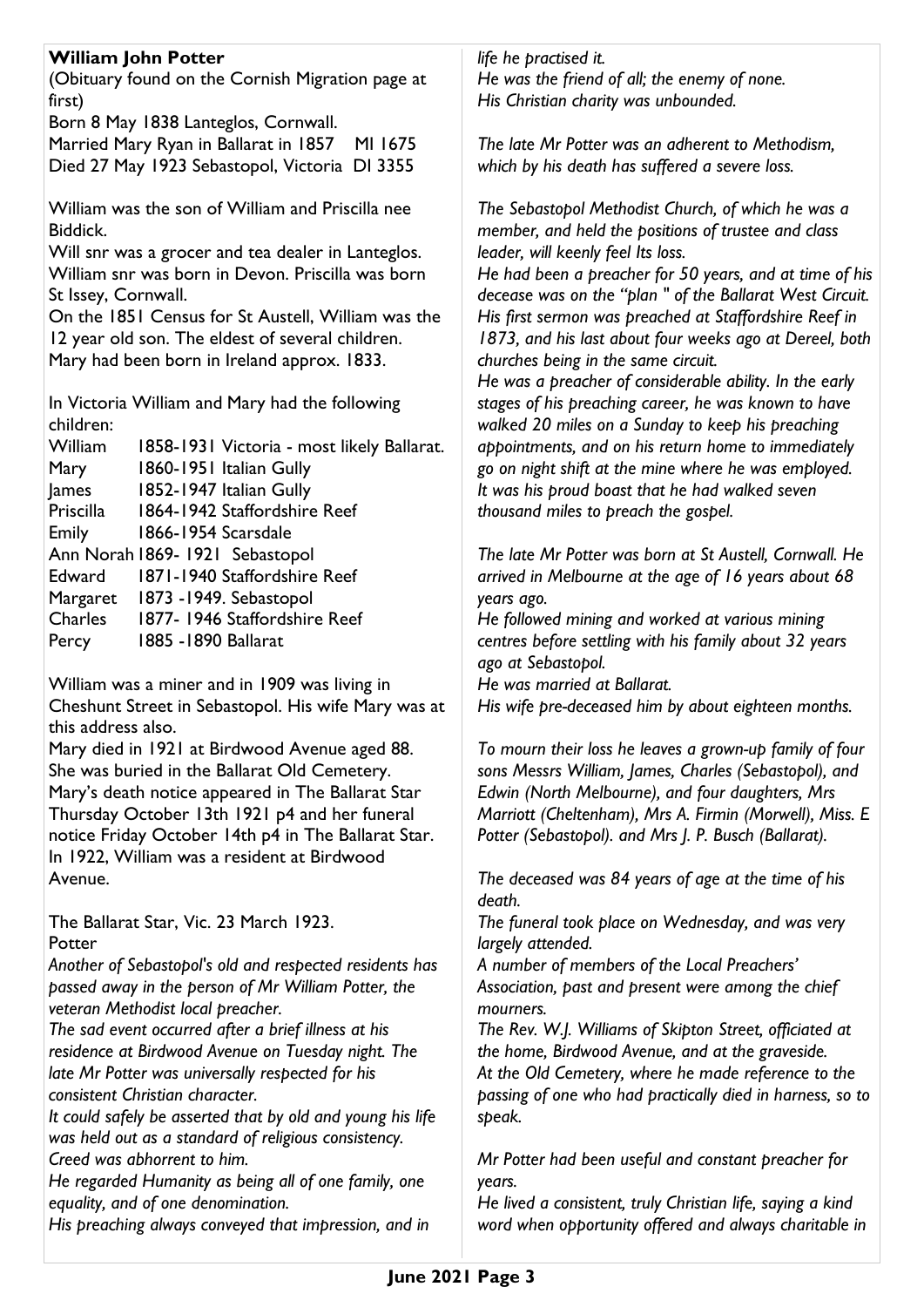**William John Potter**

(Obituary found on the Cornish Migration page at first)

Born 8 May 1838 Lanteglos, Cornwall.

Married Mary Ryan in Ballarat in 1857 MI 1675

Died 27 May 1923 Sebastopol, Victoria DI 3355

William was the son of William and Priscilla nee Biddick.

Will snr was a grocer and tea dealer in Lanteglos. William snr was born in Devon. Priscilla was born St Issey, Cornwall.

On the 1851 Census for St Austell, William was the 12 year old son. The eldest of several children.

Mary had been born in Ireland approx. 1833.

In Victoria William and Mary had the following children:

| | |
|---|---|
| William | 1858-1931 Victoria - most likely Ballarat. |
| Mary | 1860-1951 Italian Gully |
| James | 1852-1947 Italian Gully |
| Priscilla | 1864-1942 Staffordshire Reef |
| Emily | 1866-1954 Scarsdale |
| Ann Norah | 1869- 1921 Sebastopol |
| Edward | 1871-1940 Staffordshire Reef |
| Margaret | 1873 -1949. Sebastopol |
| Charles | 1877- 1946 Staffordshire Reef |
| Percy | 1885 -1890 Ballarat |

William was a miner and in 1909 was living in Cheshunt Street in Sebastopol. His wife Mary was at this address also.

Mary died in 1921 at Birdwood Avenue aged 88. She was buried in the Ballarat Old Cemetery. Mary's death notice appeared in The Ballarat Star Thursday October 13th 1921 p4 and her funeral notice Friday October 14th p4 in The Ballarat Star. In 1922, William was a resident at Birdwood Avenue.

The Ballarat Star, Vic. 23 March 1923.

Potter

*Another of Sebastopol's old and respected residents has passed away in the person of Mr William Potter, the veteran Methodist local preacher.*

*The sad event occurred after a brief illness at his residence at Birdwood Avenue on Tuesday night. The late Mr Potter was universally respected for his consistent Christian character.*

*It could safely be asserted that by old and young his life was held out as a standard of religious consistency.*

*Creed was abhorrent to him.*

*He regarded Humanity as being all of one family, one equality, and of one denomination.*

*His preaching always conveyed that impression, and in life he practised it.*

*He was the friend of all; the enemy of none.*

*His Christian charity was unbounded.*

*The late Mr Potter was an adherent to Methodism, which by his death has suffered a severe loss.*

*The Sebastopol Methodist Church, of which he was a member, and held the positions of trustee and class leader, will keenly feel Its loss.*

*He had been a preacher for 50 years, and at time of his decease was on the "plan " of the Ballarat West Circuit. His first sermon was preached at Staffordshire Reef in 1873, and his last about four weeks ago at Dereel, both churches being in the same circuit.*

*He was a preacher of considerable ability. In the early stages of his preaching career, he was known to have walked 20 miles on a Sunday to keep his preaching appointments, and on his return home to immediately go on night shift at the mine where he was employed. It was his proud boast that he had walked seven thousand miles to preach the gospel.*

*The late Mr Potter was born at St Austell, Cornwall. He arrived in Melbourne at the age of 16 years about 68 years ago.*

*He followed mining and worked at various mining centres before settling with his family about 32 years ago at Sebastopol.*

*He was married at Ballarat.*

*His wife pre-deceased him by about eighteen months.*

*To mourn their loss he leaves a grown-up family of four sons Messrs William, James, Charles (Sebastopol), and Edwin (North Melbourne), and four daughters, Mrs Marriott (Cheltenham), Mrs A. Firmin (Morwell), Miss. E Potter (Sebastopol). and Mrs J. P. Busch (Ballarat).*

*The deceased was 84 years of age at the time of his death.*

*The funeral took place on Wednesday, and was very largely attended.*

*A number of members of the Local Preachers' Association, past and present were among the chief mourners.*

*The Rev. W.J. Williams of Skipton Street, officiated at the home, Birdwood Avenue, and at the graveside.*

*At the Old Cemetery, where he made reference to the passing of one who had practically died in harness, so to speak.*

*Mr Potter had been useful and constant preacher for years.*

*He lived a consistent, truly Christian life, saying a kind word when opportunity offered and always charitable in*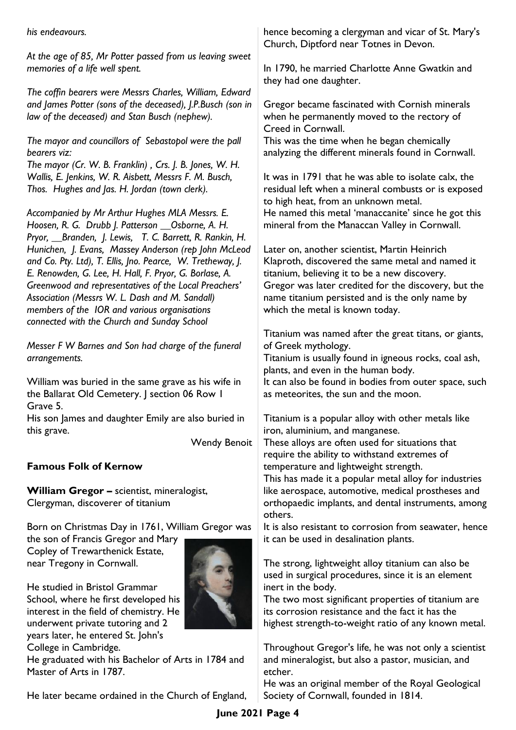*his endeavours.*

*At the age of 85, Mr Potter passed from us leaving sweet memories of a life well spent.*

*The coffin bearers were Messrs Charles, William, Edward and James Potter (sons of the deceased), J.P.Busch (son in law of the deceased) and Stan Busch (nephew).*

*The mayor and councillors of Sebastopol were the pall bearers viz:*
*The mayor (Cr. W. B. Franklin) , Crs. J. B. Jones, W. H. Wallis, E. Jenkins, W. R. Aisbett, Messrs F. M. Busch, Thos. Hughes and Jas. H. Jordan (town clerk).*

*Accompanied by Mr Arthur Hughes MLA Messrs. E. Hoosen, R. G. Drubb J. Patterson __Osborne, A. H. Pryor, __Branden, J. Lewis, T. C. Barrett, R. Rankin, H. Hunichen, J. Evans, Massey Anderson (rep John McLeod and Co. Pty. Ltd), T. Ellis, Jno. Pearce, W. Tretheway, J. E. Renowden, G. Lee, H. Hall, F. Pryor, G. Borlase, A. Greenwood and representatives of the Local Preachers' Association (Messrs W. L. Dash and M. Sandall) members of the IOR and various organisations connected with the Church and Sunday School*

*Messer F W Barnes and Son had charge of the funeral arrangements.*

William was buried in the same grave as his wife in the Ballarat Old Cemetery. J section 06 Row 1 Grave 5.
His son James and daughter Emily are also buried in this grave.

Wendy Benoit

## Famous Folk of Kernow

**William Gregor –** scientist, mineralogist, Clergyman, discoverer of titanium

Born on Christmas Day in 1761, William Gregor was the son of Francis Gregor and Mary Copley of Trewarthenick Estate, near Tregony in Cornwall.

He studied in Bristol Grammar School, where he first developed his interest in the field of chemistry. He underwent private tutoring and 2 years later, he entered St. John's College in Cambridge.
He graduated with his Bachelor of Arts in 1784 and Master of Arts in 1787.

He later became ordained in the Church of England, hence becoming a clergyman and vicar of St. Mary's Church, Diptford near Totnes in Devon.

In 1790, he married Charlotte Anne Gwatkin and they had one daughter.

Gregor became fascinated with Cornish minerals when he permanently moved to the rectory of Creed in Cornwall.
This was the time when he began chemically analyzing the different minerals found in Cornwall.

It was in 1791 that he was able to isolate calx, the residual left when a mineral combusts or is exposed to high heat, from an unknown metal.
He named this metal 'manaccanite' since he got this mineral from the Manaccan Valley in Cornwall.

Later on, another scientist, Martin Heinrich Klaproth, discovered the same metal and named it titanium, believing it to be a new discovery.
Gregor was later credited for the discovery, but the name titanium persisted and is the only name by which the metal is known today.

Titanium was named after the great titans, or giants, of Greek mythology.
Titanium is usually found in igneous rocks, coal ash, plants, and even in the human body.
It can also be found in bodies from outer space, such as meteorites, the sun and the moon.

Titanium is a popular alloy with other metals like iron, aluminium, and manganese.
These alloys are often used for situations that require the ability to withstand extremes of temperature and lightweight strength.
This has made it a popular metal alloy for industries like aerospace, automotive, medical prostheses and orthopaedic implants, and dental instruments, among others.
It is also resistant to corrosion from seawater, hence it can be used in desalination plants.

The strong, lightweight alloy titanium can also be used in surgical procedures, since it is an element inert in the body.
The two most significant properties of titanium are its corrosion resistance and the fact it has the highest strength-to-weight ratio of any known metal.

Throughout Gregor's life, he was not only a scientist and mineralogist, but also a pastor, musician, and etcher.
He was an original member of the Royal Geological Society of Cornwall, founded in 1814.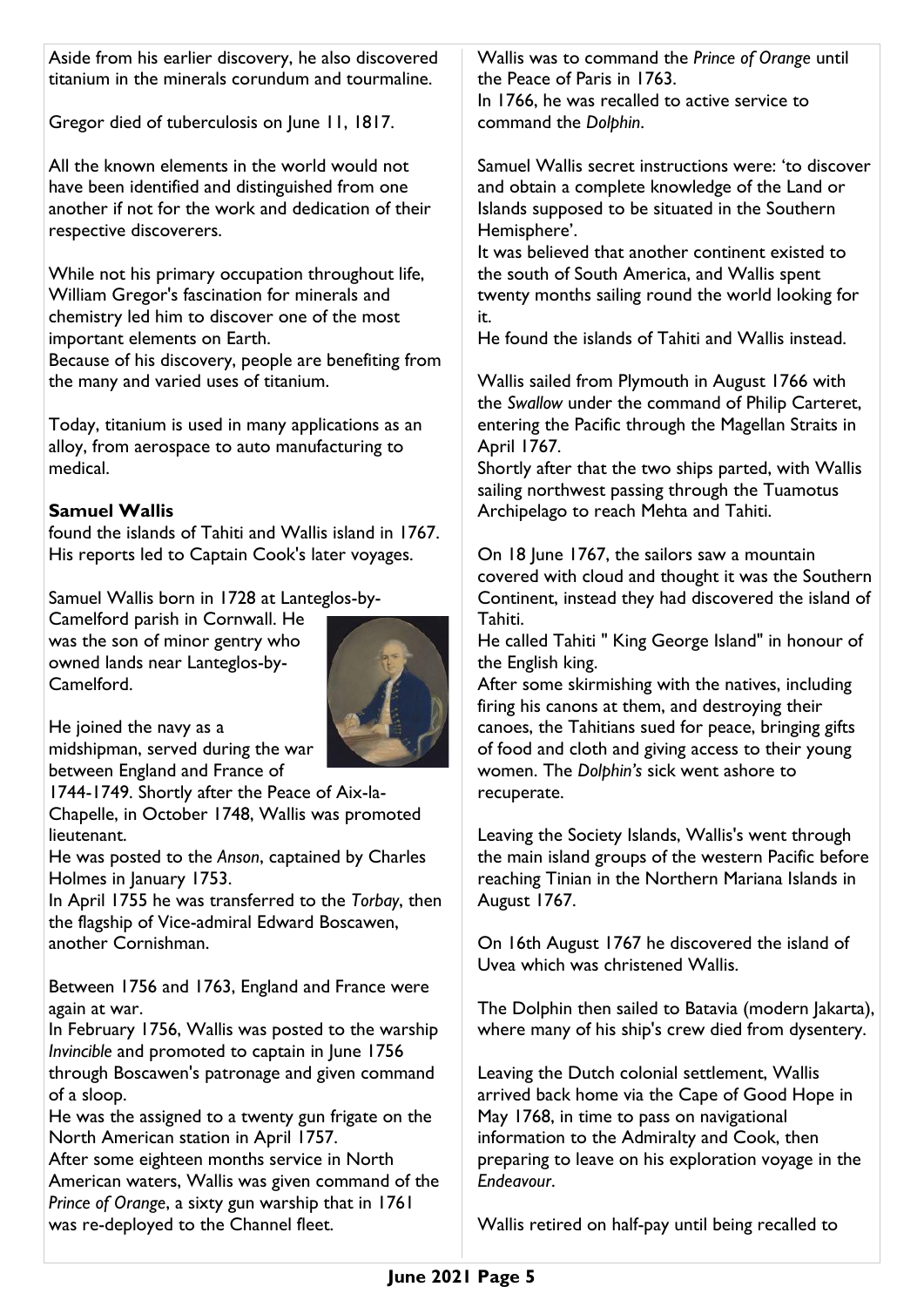Aside from his earlier discovery, he also discovered titanium in the minerals corundum and tourmaline.

Gregor died of tuberculosis on June 11, 1817.

All the known elements in the world would not have been identified and distinguished from one another if not for the work and dedication of their respective discoverers.

While not his primary occupation throughout life, William Gregor's fascination for minerals and chemistry led him to discover one of the most important elements on Earth.
Because of his discovery, people are benefiting from the many and varied uses of titanium.

Today, titanium is used in many applications as an alloy, from aerospace to auto manufacturing to medical.

**Samuel Wallis**
found the islands of Tahiti and Wallis island in 1767. His reports led to Captain Cook's later voyages.

Samuel Wallis born in 1728 at Lanteglos-by-Camelford parish in Cornwall. He was the son of minor gentry who owned lands near Lanteglos-by-Camelford.

He joined the navy as a midshipman, served during the war between England and France of 1744-1749. Shortly after the Peace of Aix-la-Chapelle, in October 1748, Wallis was promoted lieutenant.
He was posted to the *Anson*, captained by Charles Holmes in January 1753.
In April 1755 he was transferred to the *Torbay*, then the flagship of Vice-admiral Edward Boscawen, another Cornishman.

Between 1756 and 1763, England and France were again at war.
In February 1756, Wallis was posted to the warship *Invincible* and promoted to captain in June 1756 through Boscawen's patronage and given command of a sloop.
He was the assigned to a twenty gun frigate on the North American station in April 1757.
After some eighteen months service in North American waters, Wallis was given command of the *Prince of Orange*, a sixty gun warship that in 1761 was re-deployed to the Channel fleet.

Wallis was to command the *Prince of Orange* until the Peace of Paris in 1763.
In 1766, he was recalled to active service to command the *Dolphin*.

Samuel Wallis secret instructions were: 'to discover and obtain a complete knowledge of the Land or Islands supposed to be situated in the Southern Hemisphere'.
It was believed that another continent existed to the south of South America, and Wallis spent twenty months sailing round the world looking for it.
He found the islands of Tahiti and Wallis instead.

Wallis sailed from Plymouth in August 1766 with the *Swallow* under the command of Philip Carteret, entering the Pacific through the Magellan Straits in April 1767.
Shortly after that the two ships parted, with Wallis sailing northwest passing through the Tuamotus Archipelago to reach Mehta and Tahiti.

On 18 June 1767, the sailors saw a mountain covered with cloud and thought it was the Southern Continent, instead they had discovered the island of Tahiti.
He called Tahiti " King George Island" in honour of the English king.
After some skirmishing with the natives, including firing his canons at them, and destroying their canoes, the Tahitians sued for peace, bringing gifts of food and cloth and giving access to their young women. The *Dolphin's* sick went ashore to recuperate.

Leaving the Society Islands, Wallis's went through the main island groups of the western Pacific before reaching Tinian in the Northern Mariana Islands in August 1767.

On 16th August 1767 he discovered the island of Uvea which was christened Wallis.

The Dolphin then sailed to Batavia (modern Jakarta), where many of his ship's crew died from dysentery.

Leaving the Dutch colonial settlement, Wallis arrived back home via the Cape of Good Hope in May 1768, in time to pass on navigational information to the Admiralty and Cook, then preparing to leave on his exploration voyage in the *Endeavour*.

Wallis retired on half-pay until being recalled to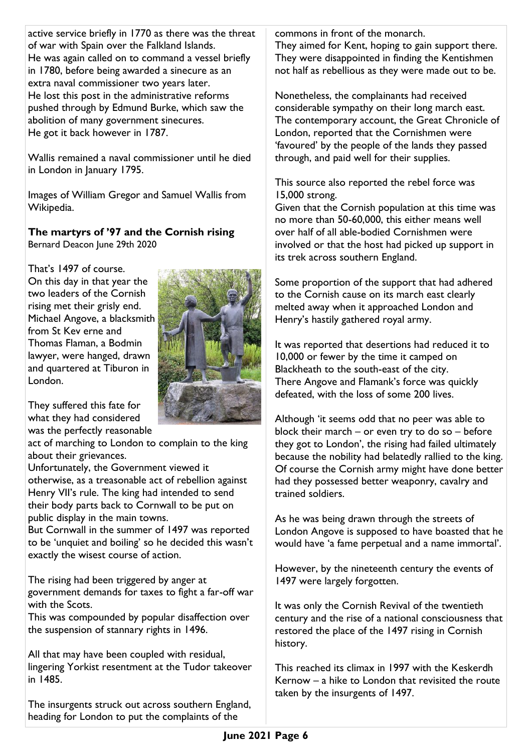active service briefly in 1770 as there was the threat of war with Spain over the Falkland Islands.
He was again called on to command a vessel briefly in 1780, before being awarded a sinecure as an extra naval commissioner two years later.
He lost this post in the administrative reforms pushed through by Edmund Burke, which saw the abolition of many government sinecures.
He got it back however in 1787.

Wallis remained a naval commissioner until he died in London in January 1795.

Images of William Gregor and Samuel Wallis from Wikipedia.

**The martyrs of '97 and the Cornish rising**
Bernard Deacon June 29th 2020

That's 1497 of course.
On this day in that year the two leaders of the Cornish rising met their grisly end. Michael Angove, a blacksmith from St Kev erne and Thomas Flaman, a Bodmin lawyer, were hanged, drawn and quartered at Tiburon in London.

They suffered this fate for what they had considered was the perfectly reasonable act of marching to London to complain to the king about their grievances.
Unfortunately, the Government viewed it otherwise, as a treasonable act of rebellion against Henry VII's rule. The king had intended to send their body parts back to Cornwall to be put on public display in the main towns.
But Cornwall in the summer of 1497 was reported to be 'unquiet and boiling' so he decided this wasn't exactly the wisest course of action.

The rising had been triggered by anger at government demands for taxes to fight a far-off war with the Scots.
This was compounded by popular disaffection over the suspension of stannary rights in 1496.

All that may have been coupled with residual, lingering Yorkist resentment at the Tudor takeover in 1485.

The insurgents struck out across southern England, heading for London to put the complaints of the commons in front of the monarch.
They aimed for Kent, hoping to gain support there. They were disappointed in finding the Kentishmen not half as rebellious as they were made out to be.

Nonetheless, the complainants had received considerable sympathy on their long march east. The contemporary account, the Great Chronicle of London, reported that the Cornishmen were 'favoured' by the people of the lands they passed through, and paid well for their supplies.

This source also reported the rebel force was 15,000 strong.
Given that the Cornish population at this time was no more than 50-60,000, this either means well over half of all able-bodied Cornishmen were involved or that the host had picked up support in its trek across southern England.

Some proportion of the support that had adhered to the Cornish cause on its march east clearly melted away when it approached London and Henry's hastily gathered royal army.

It was reported that desertions had reduced it to 10,000 or fewer by the time it camped on Blackheath to the south-east of the city.
There Angove and Flamank's force was quickly defeated, with the loss of some 200 lives.

Although 'it seems odd that no peer was able to block their march – or even try to do so – before they got to London', the rising had failed ultimately because the nobility had belatedly rallied to the king. Of course the Cornish army might have done better had they possessed better weaponry, cavalry and trained soldiers.

As he was being drawn through the streets of London Angove is supposed to have boasted that he would have 'a fame perpetual and a name immortal'.

However, by the nineteenth century the events of 1497 were largely forgotten.

It was only the Cornish Revival of the twentieth century and the rise of a national consciousness that restored the place of the 1497 rising in Cornish history.

This reached its climax in 1997 with the Keskerdh Kernow – a hike to London that revisited the route taken by the insurgents of 1497.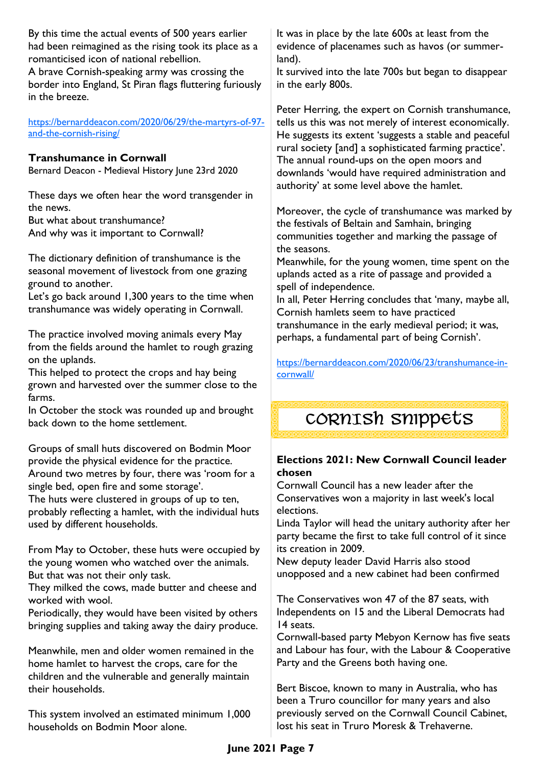By this time the actual events of 500 years earlier had been reimagined as the rising took its place as a romanticised icon of national rebellion.
A brave Cornish-speaking army was crossing the border into England, St Piran flags fluttering furiously in the breeze.

https://bernarddeacon.com/2020/06/29/the-martyrs-of-97-and-the-cornish-rising/

### Transhumance in Cornwall

Bernard Deacon - Medieval History June 23rd 2020

These days we often hear the word transgender in the news.
But what about transhumance?
And why was it important to Cornwall?

The dictionary definition of transhumance is the seasonal movement of livestock from one grazing ground to another.
Let's go back around 1,300 years to the time when transhumance was widely operating in Cornwall.

The practice involved moving animals every May from the fields around the hamlet to rough grazing on the uplands.
This helped to protect the crops and hay being grown and harvested over the summer close to the farms.
In October the stock was rounded up and brought back down to the home settlement.

Groups of small huts discovered on Bodmin Moor provide the physical evidence for the practice.
Around two metres by four, there was 'room for a single bed, open fire and some storage'.
The huts were clustered in groups of up to ten, probably reflecting a hamlet, with the individual huts used by different households.

From May to October, these huts were occupied by the young women who watched over the animals.
But that was not their only task.
They milked the cows, made butter and cheese and worked with wool.
Periodically, they would have been visited by others bringing supplies and taking away the dairy produce.

Meanwhile, men and older women remained in the home hamlet to harvest the crops, care for the children and the vulnerable and generally maintain their households.

This system involved an estimated minimum 1,000 households on Bodmin Moor alone.

It was in place by the late 600s at least from the evidence of placenames such as havos (or summer-land).
It survived into the late 700s but began to disappear in the early 800s.

Peter Herring, the expert on Cornish transhumance, tells us this was not merely of interest economically.
He suggests its extent 'suggests a stable and peaceful rural society [and] a sophisticated farming practice'.
The annual round-ups on the open moors and downlands 'would have required administration and authority' at some level above the hamlet.

Moreover, the cycle of transhumance was marked by the festivals of Beltain and Samhain, bringing communities together and marking the passage of the seasons.
Meanwhile, for the young women, time spent on the uplands acted as a rite of passage and provided a spell of independence.
In all, Peter Herring concludes that 'many, maybe all, Cornish hamlets seem to have practiced transhumance in the early medieval period; it was, perhaps, a fundamental part of being Cornish'.

https://bernarddeacon.com/2020/06/23/transhumance-in-cornwall/

## Cornish snippets

### Elections 2021: New Cornwall Council leader chosen

Cornwall Council has a new leader after the Conservatives won a majority in last week's local elections.
Linda Taylor will head the unitary authority after her party became the first to take full control of it since its creation in 2009.
New deputy leader David Harris also stood unopposed and a new cabinet had been confirmed

The Conservatives won 47 of the 87 seats, with Independents on 15 and the Liberal Democrats had 14 seats.
Cornwall-based party Mebyon Kernow has five seats and Labour has four, with the Labour & Cooperative Party and the Greens both having one.

Bert Biscoe, known to many in Australia, who has been a Truro councillor for many years and also previously served on the Cornwall Council Cabinet, lost his seat in Truro Moresk & Trehaverne.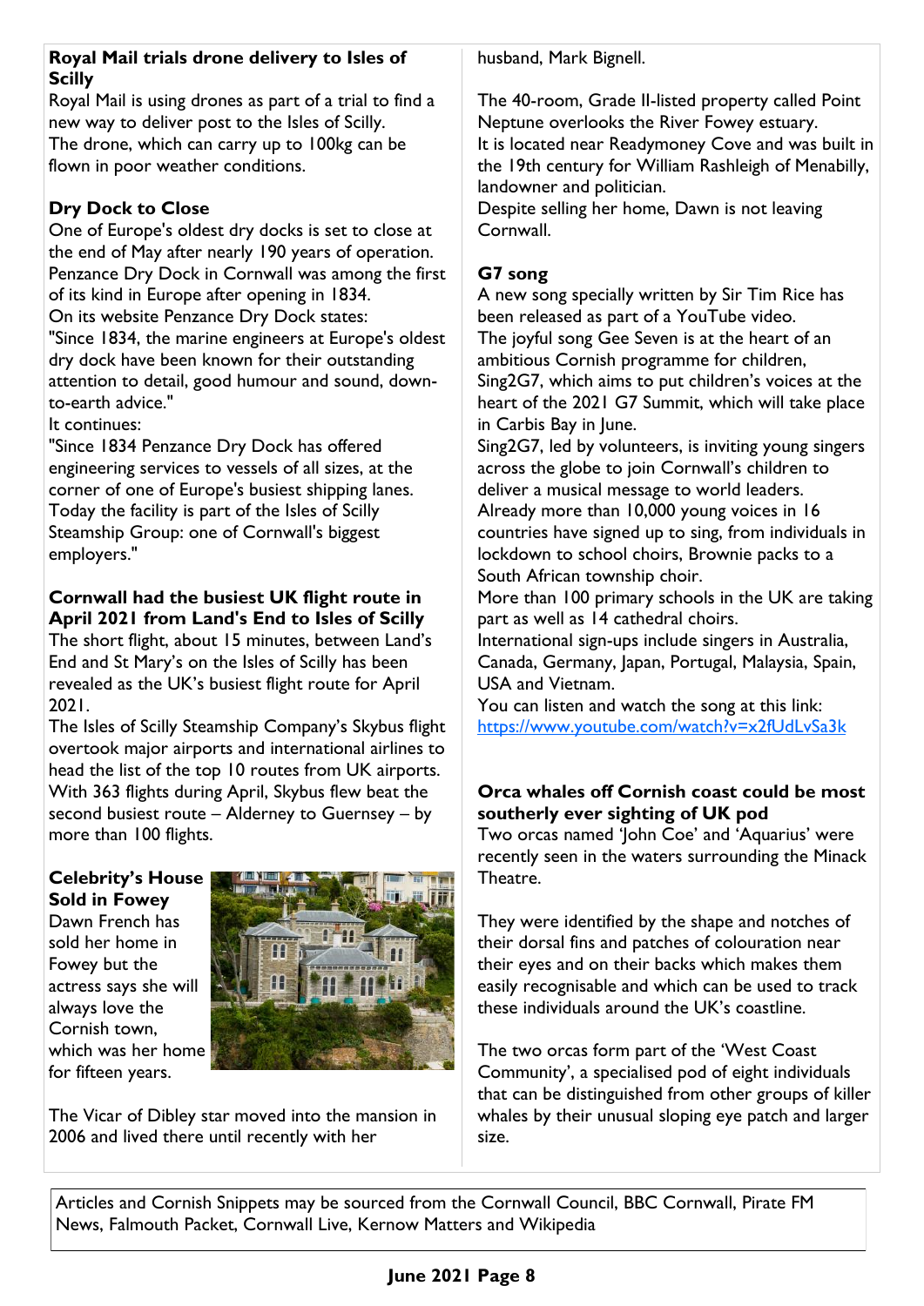### Royal Mail trials drone delivery to Isles of Scilly

Royal Mail is using drones as part of a trial to find a new way to deliver post to the Isles of Scilly.
The drone, which can carry up to 100kg can be flown in poor weather conditions.

### Dry Dock to Close

One of Europe's oldest dry docks is set to close at the end of May after nearly 190 years of operation. Penzance Dry Dock in Cornwall was among the first of its kind in Europe after opening in 1834.
On its website Penzance Dry Dock states:
"Since 1834, the marine engineers at Europe's oldest dry dock have been known for their outstanding attention to detail, good humour and sound, down-to-earth advice."
It continues:
"Since 1834 Penzance Dry Dock has offered engineering services to vessels of all sizes, at the corner of one of Europe's busiest shipping lanes. Today the facility is part of the Isles of Scilly Steamship Group: one of Cornwall's biggest employers."

### Cornwall had the busiest UK flight route in April 2021 from Land's End to Isles of Scilly

The short flight, about 15 minutes, between Land's End and St Mary's on the Isles of Scilly has been revealed as the UK's busiest flight route for April 2021.
The Isles of Scilly Steamship Company's Skybus flight overtook major airports and international airlines to head the list of the top 10 routes from UK airports.
With 363 flights during April, Skybus flew beat the second busiest route – Alderney to Guernsey – by more than 100 flights.

### Celebrity's House Sold in Fowey

Dawn French has sold her home in Fowey but the actress says she will always love the Cornish town, which was her home for fifteen years.

The Vicar of Dibley star moved into the mansion in 2006 and lived there until recently with her husband, Mark Bignell.

The 40-room, Grade II-listed property called Point Neptune overlooks the River Fowey estuary.
It is located near Readymoney Cove and was built in the 19th century for William Rashleigh of Menabilly, landowner and politician.
Despite selling her home, Dawn is not leaving Cornwall.

### G7 song

A new song specially written by Sir Tim Rice has been released as part of a YouTube video.
The joyful song Gee Seven is at the heart of an ambitious Cornish programme for children, Sing2G7, which aims to put children's voices at the heart of the 2021 G7 Summit, which will take place in Carbis Bay in June.
Sing2G7, led by volunteers, is inviting young singers across the globe to join Cornwall's children to deliver a musical message to world leaders.
Already more than 10,000 young voices in 16 countries have signed up to sing, from individuals in lockdown to school choirs, Brownie packs to a South African township choir.
More than 100 primary schools in the UK are taking part as well as 14 cathedral choirs.
International sign-ups include singers in Australia, Canada, Germany, Japan, Portugal, Malaysia, Spain, USA and Vietnam.
You can listen and watch the song at this link:
https://www.youtube.com/watch?v=x2fUdLvSa3k

### Orca whales off Cornish coast could be most southerly ever sighting of UK pod

Two orcas named 'John Coe' and 'Aquarius' were recently seen in the waters surrounding the Minack Theatre.

They were identified by the shape and notches of their dorsal fins and patches of colouration near their eyes and on their backs which makes them easily recognisable and which can be used to track these individuals around the UK's coastline.

The two orcas form part of the 'West Coast Community', a specialised pod of eight individuals that can be distinguished from other groups of killer whales by their unusual sloping eye patch and larger size.

---

Articles and Cornish Snippets may be sourced from the Cornwall Council, BBC Cornwall, Pirate FM News, Falmouth Packet, Cornwall Live, Kernow Matters and Wikipedia